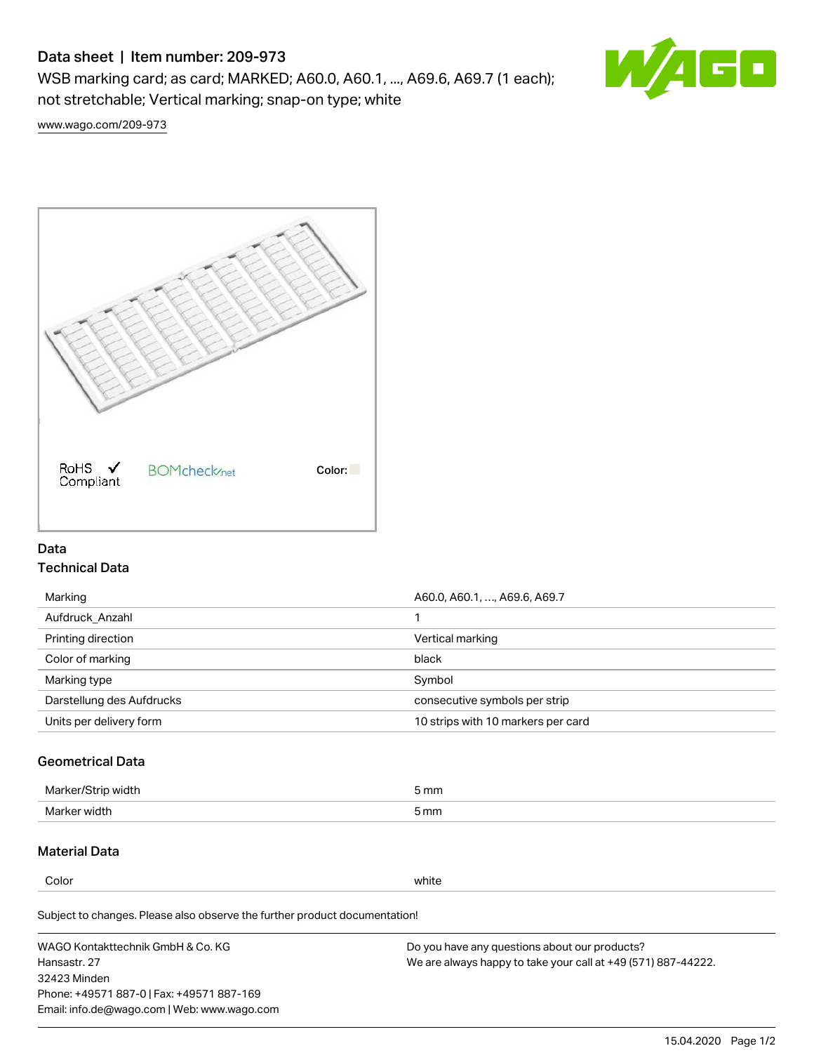# Data sheet | Item number: 209-973

WSB marking card; as card; MARKED; A60.0, A60.1, ..., A69.6, A69.7 (1 each); not stretchable; Vertical marking; snap-on type; white

www.wago.com/209-973

RoHS Compliant BOMcheck.net Color:

## Data

### Technical Data

| | |
|---|---|
| Marking | A60.0, A60.1, …, A69.6, A69.7 |
| Aufdruck_Anzahl | 1 |
| Printing direction | Vertical marking |
| Color of marking | black |
| Marking type | Symbol |
| Darstellung des Aufdrucks | consecutive symbols per strip |
| Units per delivery form | 10 strips with 10 markers per card |

### Geometrical Data

| | |
|---|---|
| Marker/Strip width | 5 mm |
| Marker width | 5 mm |

### Material Data

| | |
|---|---|
| Color | white |

Subject to changes. Please also observe the further product documentation!

WAGO Kontakttechnik GmbH & Co. KG
Hansastr. 27
32423 Minden
Phone: +49571 887-0 | Fax: +49571 887-169
Email: info.de@wago.com | Web: www.wago.com

Do you have any questions about our products?
We are always happy to take your call at +49 (571) 887-44222.

15.04.2020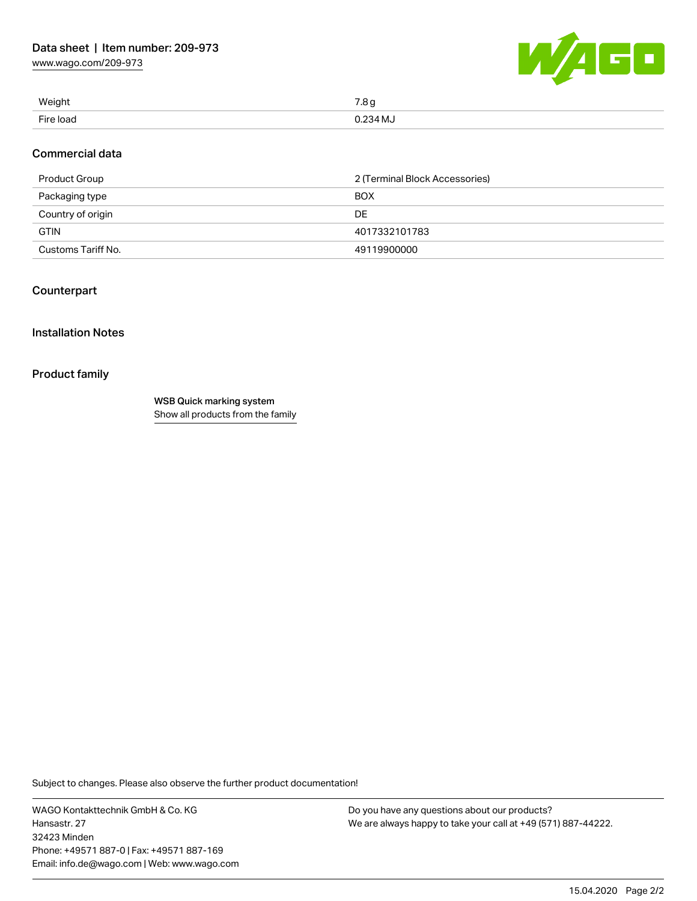| | |
|---|---|
| Weight | 7.8 g |
| Fire load | 0.234 MJ |

## Commercial data

| | |
|---|---|
| Product Group | 2 (Terminal Block Accessories) |
| Packaging type | BOX |
| Country of origin | DE |
| GTIN | 4017332101783 |
| Customs Tariff No. | 49119900000 |

## Counterpart

## Installation Notes

## Product family

**WSB Quick marking system**
Show all products from the family

Subject to changes. Please also observe the further product documentation!

WAGO Kontakttechnik GmbH & Co. KG
Hansastr. 27
32423 Minden
Phone: +49571 887-0 | Fax: +49571 887-169
Email: info.de@wago.com | Web: www.wago.com

Do you have any questions about our products?
We are always happy to take your call at +49 (571) 887-44222.

15.04.2020